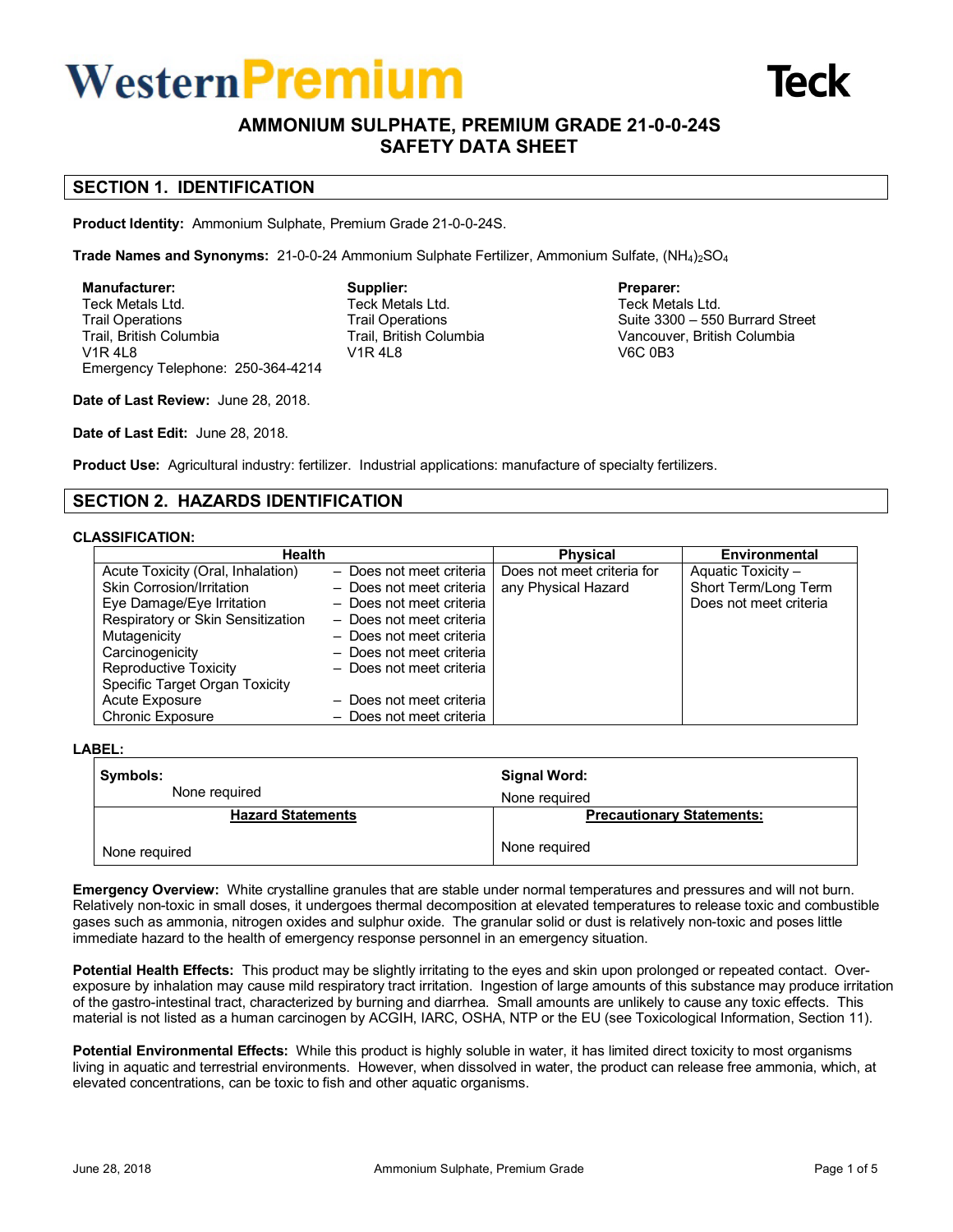**WesternPremium** **Teck**

# AMMONIUM SULPHATE, PREMIUM GRADE 21-0-0-24S
# SAFETY DATA SHEET

## SECTION 1. IDENTIFICATION

**Product Identity:** Ammonium Sulphate, Premium Grade 21-0-0-24S.

**Trade Names and Synonyms:** 21-0-0-24 Ammonium Sulphate Fertilizer, Ammonium Sulfate, $(NH_4)_2SO_4$

**Manufacturer:**
Teck Metals Ltd.
Trail Operations
Trail, British Columbia
V1R 4L8
Emergency Telephone: 250-364-4214

**Supplier:**
Teck Metals Ltd.
Trail Operations
Trail, British Columbia
V1R 4L8

**Preparer:**
Teck Metals Ltd.
Suite 3300 – 550 Burrard Street
Vancouver, British Columbia
V6C 0B3

**Date of Last Review:** June 28, 2018.

**Date of Last Edit:** June 28, 2018.

**Product Use:** Agricultural industry: fertilizer. Industrial applications: manufacture of specialty fertilizers.

## SECTION 2. HAZARDS IDENTIFICATION

**CLASSIFICATION:**

| Health | | Physical | Environmental |
|---|---|---|---|
| Acute Toxicity (Oral, Inhalation) | – Does not meet criteria | Does not meet criteria for any Physical Hazard | Aquatic Toxicity – Short Term/Long Term Does not meet criteria |
| Skin Corrosion/Irritation | – Does not meet criteria | | |
| Eye Damage/Eye Irritation | – Does not meet criteria | | |
| Respiratory or Skin Sensitization | – Does not meet criteria | | |
| Mutagenicity | – Does not meet criteria | | |
| Carcinogenicity | – Does not meet criteria | | |
| Reproductive Toxicity | – Does not meet criteria | | |
| Specific Target Organ Toxicity | | | |
| Acute Exposure | – Does not meet criteria | | |
| Chronic Exposure | – Does not meet criteria | | |

**LABEL:**

| **Symbols:** None required | **Signal Word:** None required |
|---|---|
| **Hazard Statements** | **Precautionary Statements:** |
| None required | None required |

**Emergency Overview:** White crystalline granules that are stable under normal temperatures and pressures and will not burn. Relatively non-toxic in small doses, it undergoes thermal decomposition at elevated temperatures to release toxic and combustible gases such as ammonia, nitrogen oxides and sulphur oxide. The granular solid or dust is relatively non-toxic and poses little immediate hazard to the health of emergency response personnel in an emergency situation.

**Potential Health Effects:** This product may be slightly irritating to the eyes and skin upon prolonged or repeated contact. Over-exposure by inhalation may cause mild respiratory tract irritation. Ingestion of large amounts of this substance may produce irritation of the gastro-intestinal tract, characterized by burning and diarrhea. Small amounts are unlikely to cause any toxic effects. This material is not listed as a human carcinogen by ACGIH, IARC, OSHA, NTP or the EU (see Toxicological Information, Section 11).

**Potential Environmental Effects:** While this product is highly soluble in water, it has limited direct toxicity to most organisms living in aquatic and terrestrial environments. However, when dissolved in water, the product can release free ammonia, which, at elevated concentrations, can be toxic to fish and other aquatic organisms.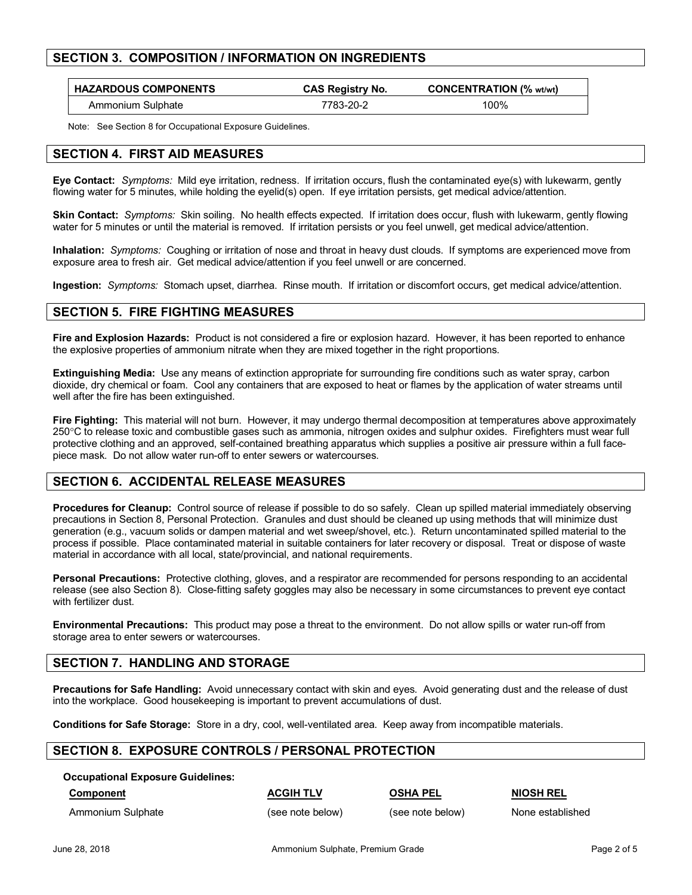## SECTION 3. COMPOSITION / INFORMATION ON INGREDIENTS

| HAZARDOUS COMPONENTS | CAS Registry No. | CONCENTRATION (% wt/wt) |
|---|---|---|
| Ammonium Sulphate | 7783-20-2 | 100% |

Note: See Section 8 for Occupational Exposure Guidelines.

## SECTION 4. FIRST AID MEASURES

**Eye Contact:** *Symptoms:* Mild eye irritation, redness. If irritation occurs, flush the contaminated eye(s) with lukewarm, gently flowing water for 5 minutes, while holding the eyelid(s) open. If eye irritation persists, get medical advice/attention.

**Skin Contact:** *Symptoms:* Skin soiling. No health effects expected. If irritation does occur, flush with lukewarm, gently flowing water for 5 minutes or until the material is removed. If irritation persists or you feel unwell, get medical advice/attention.

**Inhalation:** *Symptoms:* Coughing or irritation of nose and throat in heavy dust clouds. If symptoms are experienced move from exposure area to fresh air. Get medical advice/attention if you feel unwell or are concerned.

**Ingestion:** *Symptoms:* Stomach upset, diarrhea. Rinse mouth. If irritation or discomfort occurs, get medical advice/attention.

## SECTION 5. FIRE FIGHTING MEASURES

**Fire and Explosion Hazards:** Product is not considered a fire or explosion hazard. However, it has been reported to enhance the explosive properties of ammonium nitrate when they are mixed together in the right proportions.

**Extinguishing Media:** Use any means of extinction appropriate for surrounding fire conditions such as water spray, carbon dioxide, dry chemical or foam. Cool any containers that are exposed to heat or flames by the application of water streams until well after the fire has been extinguished.

**Fire Fighting:** This material will not burn. However, it may undergo thermal decomposition at temperatures above approximately 250°C to release toxic and combustible gases such as ammonia, nitrogen oxides and sulphur oxides. Firefighters must wear full protective clothing and an approved, self-contained breathing apparatus which supplies a positive air pressure within a full face-piece mask. Do not allow water run-off to enter sewers or watercourses.

## SECTION 6. ACCIDENTAL RELEASE MEASURES

**Procedures for Cleanup:** Control source of release if possible to do so safely. Clean up spilled material immediately observing precautions in Section 8, Personal Protection. Granules and dust should be cleaned up using methods that will minimize dust generation (e.g., vacuum solids or dampen material and wet sweep/shovel, etc.). Return uncontaminated spilled material to the process if possible. Place contaminated material in suitable containers for later recovery or disposal. Treat or dispose of waste material in accordance with all local, state/provincial, and national requirements.

**Personal Precautions:** Protective clothing, gloves, and a respirator are recommended for persons responding to an accidental release (see also Section 8). Close-fitting safety goggles may also be necessary in some circumstances to prevent eye contact with fertilizer dust.

**Environmental Precautions:** This product may pose a threat to the environment. Do not allow spills or water run-off from storage area to enter sewers or watercourses.

## SECTION 7. HANDLING AND STORAGE

**Precautions for Safe Handling:** Avoid unnecessary contact with skin and eyes. Avoid generating dust and the release of dust into the workplace. Good housekeeping is important to prevent accumulations of dust.

**Conditions for Safe Storage:** Store in a dry, cool, well-ventilated area. Keep away from incompatible materials.

## SECTION 8. EXPOSURE CONTROLS / PERSONAL PROTECTION

**Occupational Exposure Guidelines:**

| Component | ACGIH TLV | OSHA PEL | NIOSH REL |
|---|---|---|---|
| Ammonium Sulphate | (see note below) | (see note below) | None established |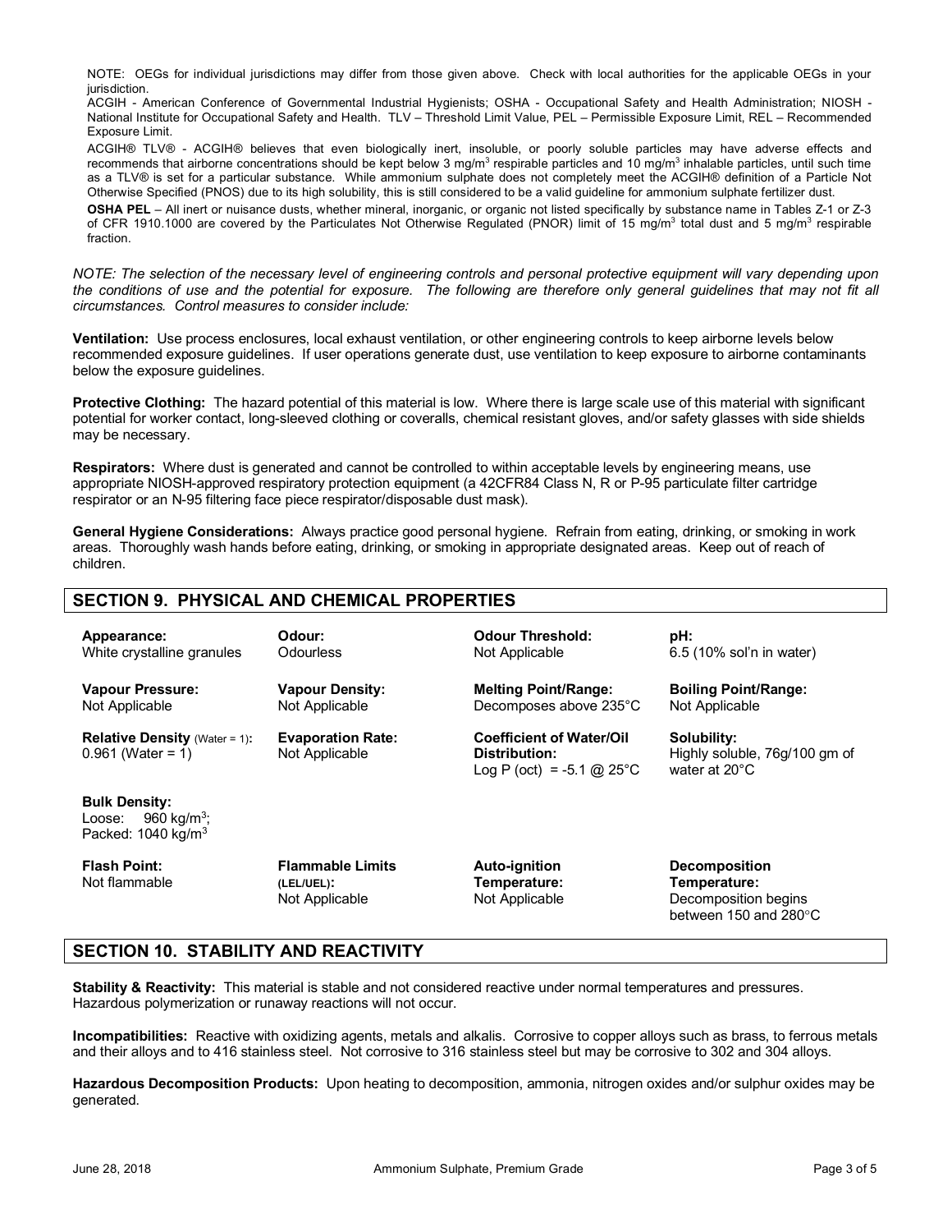NOTE: OEGs for individual jurisdictions may differ from those given above. Check with local authorities for the applicable OEGs in your jurisdiction.

ACGIH - American Conference of Governmental Industrial Hygienists; OSHA - Occupational Safety and Health Administration; NIOSH - National Institute for Occupational Safety and Health. TLV – Threshold Limit Value, PEL – Permissible Exposure Limit, REL – Recommended Exposure Limit.

ACGIH® TLV® - ACGIH® believes that even biologically inert, insoluble, or poorly soluble particles may have adverse effects and recommends that airborne concentrations should be kept below 3 $mg/m^3$ respirable particles and 10 $mg/m^3$ inhalable particles, until such time as a TLV® is set for a particular substance. While ammonium sulphate does not completely meet the ACGIH® definition of a Particle Not Otherwise Specified (PNOS) due to its high solubility, this is still considered to be a valid guideline for ammonium sulphate fertilizer dust.

**OSHA PEL** – All inert or nuisance dusts, whether mineral, inorganic, or organic not listed specifically by substance name in Tables Z-1 or Z-3 of CFR 1910.1000 are covered by the Particulates Not Otherwise Regulated (PNOR) limit of 15 $mg/m^3$ total dust and 5 $mg/m^3$ respirable fraction.

*NOTE: The selection of the necessary level of engineering controls and personal protective equipment will vary depending upon the conditions of use and the potential for exposure. The following are therefore only general guidelines that may not fit all circumstances. Control measures to consider include:*

**Ventilation:** Use process enclosures, local exhaust ventilation, or other engineering controls to keep airborne levels below recommended exposure guidelines. If user operations generate dust, use ventilation to keep exposure to airborne contaminants below the exposure guidelines.

**Protective Clothing:** The hazard potential of this material is low. Where there is large scale use of this material with significant potential for worker contact, long-sleeved clothing or coveralls, chemical resistant gloves, and/or safety glasses with side shields may be necessary.

**Respirators:** Where dust is generated and cannot be controlled to within acceptable levels by engineering means, use appropriate NIOSH-approved respiratory protection equipment (a 42CFR84 Class N, R or P-95 particulate filter cartridge respirator or an N-95 filtering face piece respirator/disposable dust mask).

**General Hygiene Considerations:** Always practice good personal hygiene. Refrain from eating, drinking, or smoking in work areas. Thoroughly wash hands before eating, drinking, or smoking in appropriate designated areas. Keep out of reach of children.

## SECTION 9. PHYSICAL AND CHEMICAL PROPERTIES

**Appearance:** White crystalline granules

**Odour:** Odourless

**Odour Threshold:** Not Applicable

**pH:** 6.5 (10% sol'n in water)

**Vapour Pressure:** Not Applicable

**Vapour Density:** Not Applicable

**Melting Point/Range:** Decomposes above 235°C

**Boiling Point/Range:** Not Applicable

**Relative Density** (Water = 1)**:** 0.961 (Water = 1)

**Evaporation Rate:** Not Applicable

**Coefficient of Water/Oil Distribution:** Log P (oct) = -5.1 @ 25°C

**Solubility:** Highly soluble, 76g/100 gm of water at 20°C

**Bulk Density:**
Loose: 960 $kg/m^3$;
Packed: 1040 $kg/m^3$

**Flash Point:** Not flammable

**Flammable Limits (LEL/UEL):** Not Applicable

**Auto-ignition Temperature:** Not Applicable

**Decomposition Temperature:** Decomposition begins between 150 and 280°C

## SECTION 10. STABILITY AND REACTIVITY

**Stability & Reactivity:** This material is stable and not considered reactive under normal temperatures and pressures. Hazardous polymerization or runaway reactions will not occur.

**Incompatibilities:** Reactive with oxidizing agents, metals and alkalis. Corrosive to copper alloys such as brass, to ferrous metals and their alloys and to 416 stainless steel. Not corrosive to 316 stainless steel but may be corrosive to 302 and 304 alloys.

**Hazardous Decomposition Products:** Upon heating to decomposition, ammonia, nitrogen oxides and/or sulphur oxides may be generated.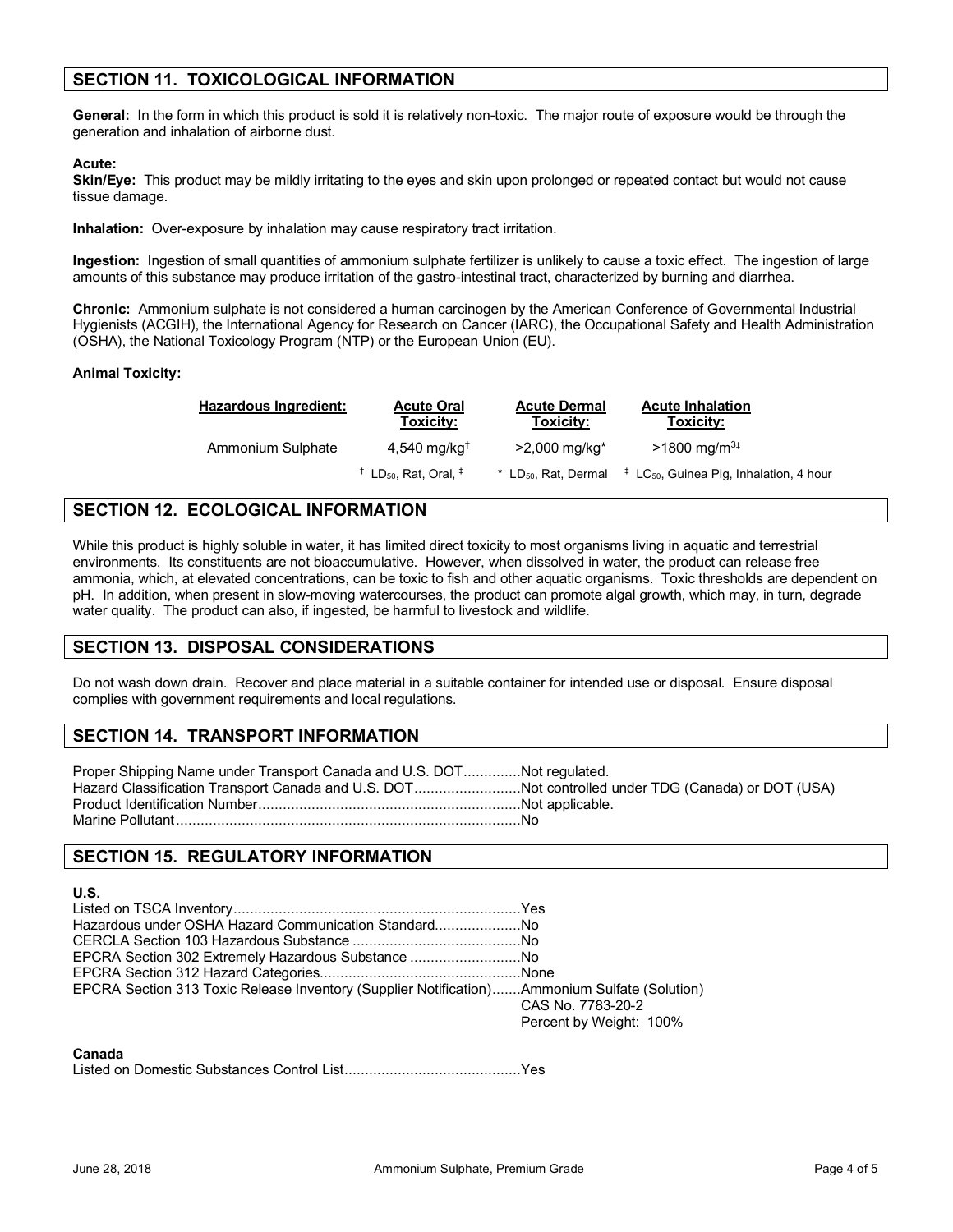## SECTION 11. TOXICOLOGICAL INFORMATION

**General:** In the form in which this product is sold it is relatively non-toxic. The major route of exposure would be through the generation and inhalation of airborne dust.

**Acute:**

**Skin/Eye:** This product may be mildly irritating to the eyes and skin upon prolonged or repeated contact but would not cause tissue damage.

**Inhalation:** Over-exposure by inhalation may cause respiratory tract irritation.

**Ingestion:** Ingestion of small quantities of ammonium sulphate fertilizer is unlikely to cause a toxic effect. The ingestion of large amounts of this substance may produce irritation of the gastro-intestinal tract, characterized by burning and diarrhea.

**Chronic:** Ammonium sulphate is not considered a human carcinogen by the American Conference of Governmental Industrial Hygienists (ACGIH), the International Agency for Research on Cancer (IARC), the Occupational Safety and Health Administration (OSHA), the National Toxicology Program (NTP) or the European Union (EU).

**Animal Toxicity:**

| Hazardous Ingredient: | Acute Oral Toxicity: | Acute Dermal Toxicity: | Acute Inhalation Toxicity: |
|---|---|---|---|
| Ammonium Sulphate | 4,540 mg/kg† | >2,000 mg/kg* | >1800 $mg/m^3$‡ |
| | † $LD_{50}$, Rat, Oral, ‡ | * $LD_{50}$, Rat, Dermal | ‡ $LC_{50}$, Guinea Pig, Inhalation, 4 hour |

## SECTION 12. ECOLOGICAL INFORMATION

While this product is highly soluble in water, it has limited direct toxicity to most organisms living in aquatic and terrestrial environments. Its constituents are not bioaccumulative. However, when dissolved in water, the product can release free ammonia, which, at elevated concentrations, can be toxic to fish and other aquatic organisms. Toxic thresholds are dependent on pH. In addition, when present in slow-moving watercourses, the product can promote algal growth, which may, in turn, degrade water quality. The product can also, if ingested, be harmful to livestock and wildlife.

## SECTION 13. DISPOSAL CONSIDERATIONS

Do not wash down drain. Recover and place material in a suitable container for intended use or disposal. Ensure disposal complies with government requirements and local regulations.

## SECTION 14. TRANSPORT INFORMATION

Proper Shipping Name under Transport Canada and U.S. DOT..............Not regulated.
Hazard Classification Transport Canada and U.S. DOT..........................Not controlled under TDG (Canada) or DOT (USA)
Product Identification Number................................................................Not applicable.
Marine Pollutant....................................................................................No

## SECTION 15. REGULATORY INFORMATION

**U.S.**

Listed on TSCA Inventory......................................................................Yes
Hazardous under OSHA Hazard Communication Standard.....................No
CERCLA Section 103 Hazardous Substance .........................................No
EPCRA Section 302 Extremely Hazardous Substance ...........................No
EPCRA Section 312 Hazard Categories.................................................None
EPCRA Section 313 Toxic Release Inventory (Supplier Notification).......Ammonium Sulfate (Solution)
CAS No. 7783-20-2
Percent by Weight: 100%

**Canada**

Listed on Domestic Substances Control List...........................................Yes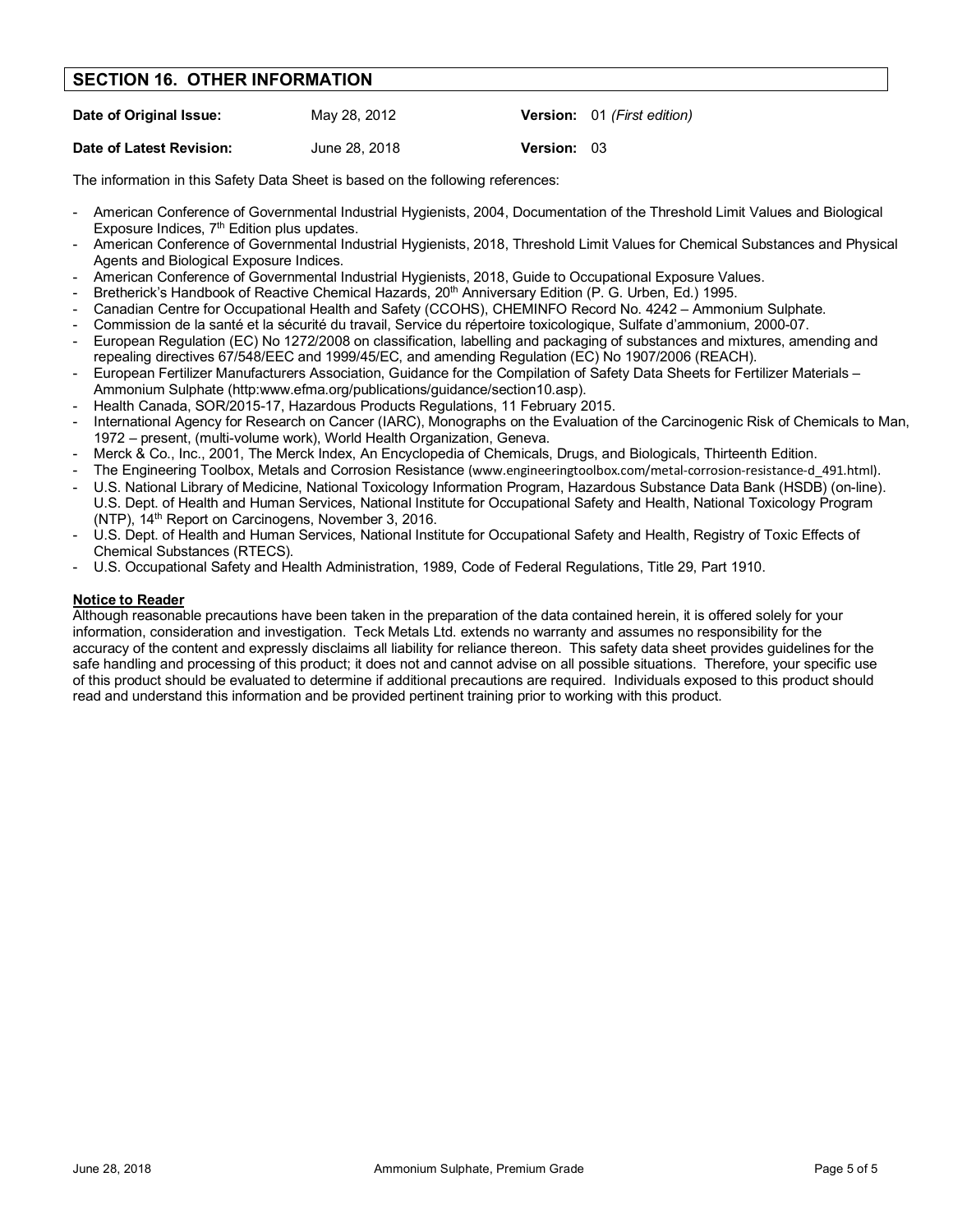## SECTION 16. OTHER INFORMATION

| | | | |
|---|---|---|---|
| **Date of Original Issue:** | May 28, 2012 | **Version:** | 01 *(First edition)* |
| **Date of Latest Revision:** | June 28, 2018 | **Version:** | 03 |

The information in this Safety Data Sheet is based on the following references:

- American Conference of Governmental Industrial Hygienists, 2004, Documentation of the Threshold Limit Values and Biological Exposure Indices, 7th Edition plus updates.
- American Conference of Governmental Industrial Hygienists, 2018, Threshold Limit Values for Chemical Substances and Physical Agents and Biological Exposure Indices.
- American Conference of Governmental Industrial Hygienists, 2018, Guide to Occupational Exposure Values.
- Bretherick's Handbook of Reactive Chemical Hazards, 20th Anniversary Edition (P. G. Urben, Ed.) 1995.
- Canadian Centre for Occupational Health and Safety (CCOHS), CHEMINFO Record No. 4242 – Ammonium Sulphate.
- Commission de la santé et la sécurité du travail, Service du répertoire toxicologique, Sulfate d'ammonium, 2000-07.
- European Regulation (EC) No 1272/2008 on classification, labelling and packaging of substances and mixtures, amending and repealing directives 67/548/EEC and 1999/45/EC, and amending Regulation (EC) No 1907/2006 (REACH).
- European Fertilizer Manufacturers Association, Guidance for the Compilation of Safety Data Sheets for Fertilizer Materials – Ammonium Sulphate (http:www.efma.org/publications/guidance/section10.asp).
- Health Canada, SOR/2015-17, Hazardous Products Regulations, 11 February 2015.
- International Agency for Research on Cancer (IARC), Monographs on the Evaluation of the Carcinogenic Risk of Chemicals to Man, 1972 – present, (multi-volume work), World Health Organization, Geneva.
- Merck & Co., Inc., 2001, The Merck Index, An Encyclopedia of Chemicals, Drugs, and Biologicals, Thirteenth Edition.
- The Engineering Toolbox, Metals and Corrosion Resistance (www.engineeringtoolbox.com/metal-corrosion-resistance-d_491.html).
- U.S. National Library of Medicine, National Toxicology Information Program, Hazardous Substance Data Bank (HSDB) (on-line). U.S. Dept. of Health and Human Services, National Institute for Occupational Safety and Health, National Toxicology Program (NTP), 14th Report on Carcinogens, November 3, 2016.
- U.S. Dept. of Health and Human Services, National Institute for Occupational Safety and Health, Registry of Toxic Effects of Chemical Substances (RTECS).
- U.S. Occupational Safety and Health Administration, 1989, Code of Federal Regulations, Title 29, Part 1910.

**Notice to Reader**

Although reasonable precautions have been taken in the preparation of the data contained herein, it is offered solely for your information, consideration and investigation. Teck Metals Ltd. extends no warranty and assumes no responsibility for the accuracy of the content and expressly disclaims all liability for reliance thereon. This safety data sheet provides guidelines for the safe handling and processing of this product; it does not and cannot advise on all possible situations. Therefore, your specific use of this product should be evaluated to determine if additional precautions are required. Individuals exposed to this product should read and understand this information and be provided pertinent training prior to working with this product.